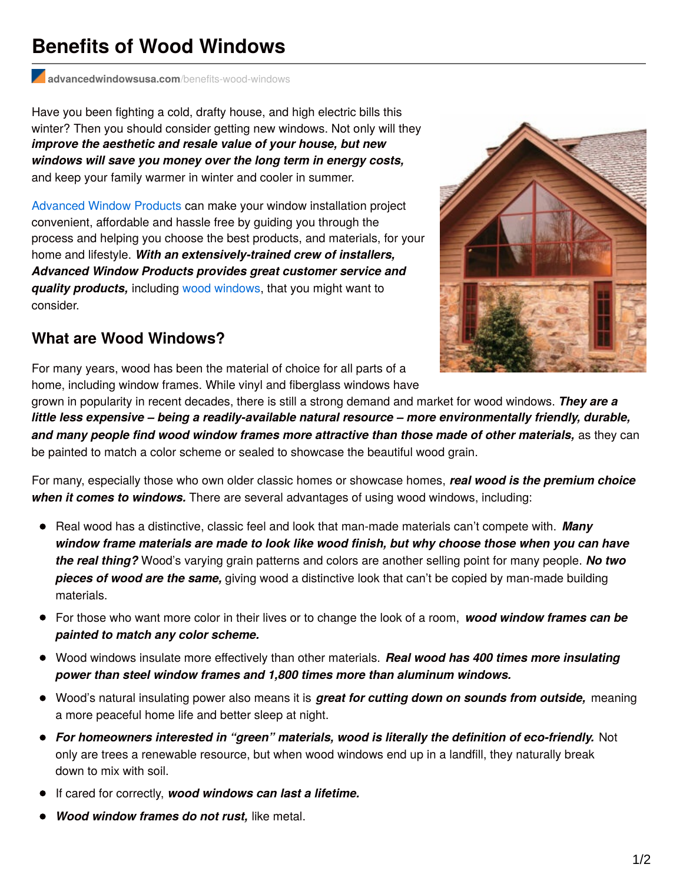# Benefits of Wood Windows

advancedwindowsusa.com/benefits-wood-windows

Have you been fighting a cold, drafty house, and high electric bills this winter? Then you should consider getting new windows. Not only will they ***improve the aesthetic and resale value of your house, but new windows will save you money over the long term in energy costs,*** and keep your family warmer in winter and cooler in summer.

Advanced Window Products can make your window installation project convenient, affordable and hassle free by guiding you through the process and helping you choose the best products, and materials, for your home and lifestyle. ***With an extensively-trained crew of installers, Advanced Window Products provides great customer service and quality products,*** including wood windows, that you might want to consider.

## What are Wood Windows?

For many years, wood has been the material of choice for all parts of a home, including window frames. While vinyl and fiberglass windows have grown in popularity in recent decades, there is still a strong demand and market for wood windows. ***They are a little less expensive – being a readily-available natural resource – more environmentally friendly, durable, and many people find wood window frames more attractive than those made of other materials,*** as they can be painted to match a color scheme or sealed to showcase the beautiful wood grain.

For many, especially those who own older classic homes or showcase homes, ***real wood is the premium choice when it comes to windows.*** There are several advantages of using wood windows, including:

- Real wood has a distinctive, classic feel and look that man-made materials can't compete with. ***Many window frame materials are made to look like wood finish, but why choose those when you can have the real thing?*** Wood's varying grain patterns and colors are another selling point for many people. ***No two pieces of wood are the same,*** giving wood a distinctive look that can't be copied by man-made building materials.
- For those who want more color in their lives or to change the look of a room, ***wood window frames can be painted to match any color scheme.***
- Wood windows insulate more effectively than other materials. ***Real wood has 400 times more insulating power than steel window frames and 1,800 times more than aluminum windows.***
- Wood's natural insulating power also means it is ***great for cutting down on sounds from outside,*** meaning a more peaceful home life and better sleep at night.
- ***For homeowners interested in "green" materials, wood is literally the definition of eco-friendly.*** Not only are trees a renewable resource, but when wood windows end up in a landfill, they naturally break down to mix with soil.
- If cared for correctly, ***wood windows can last a lifetime.***
- ***Wood window frames do not rust,*** like metal.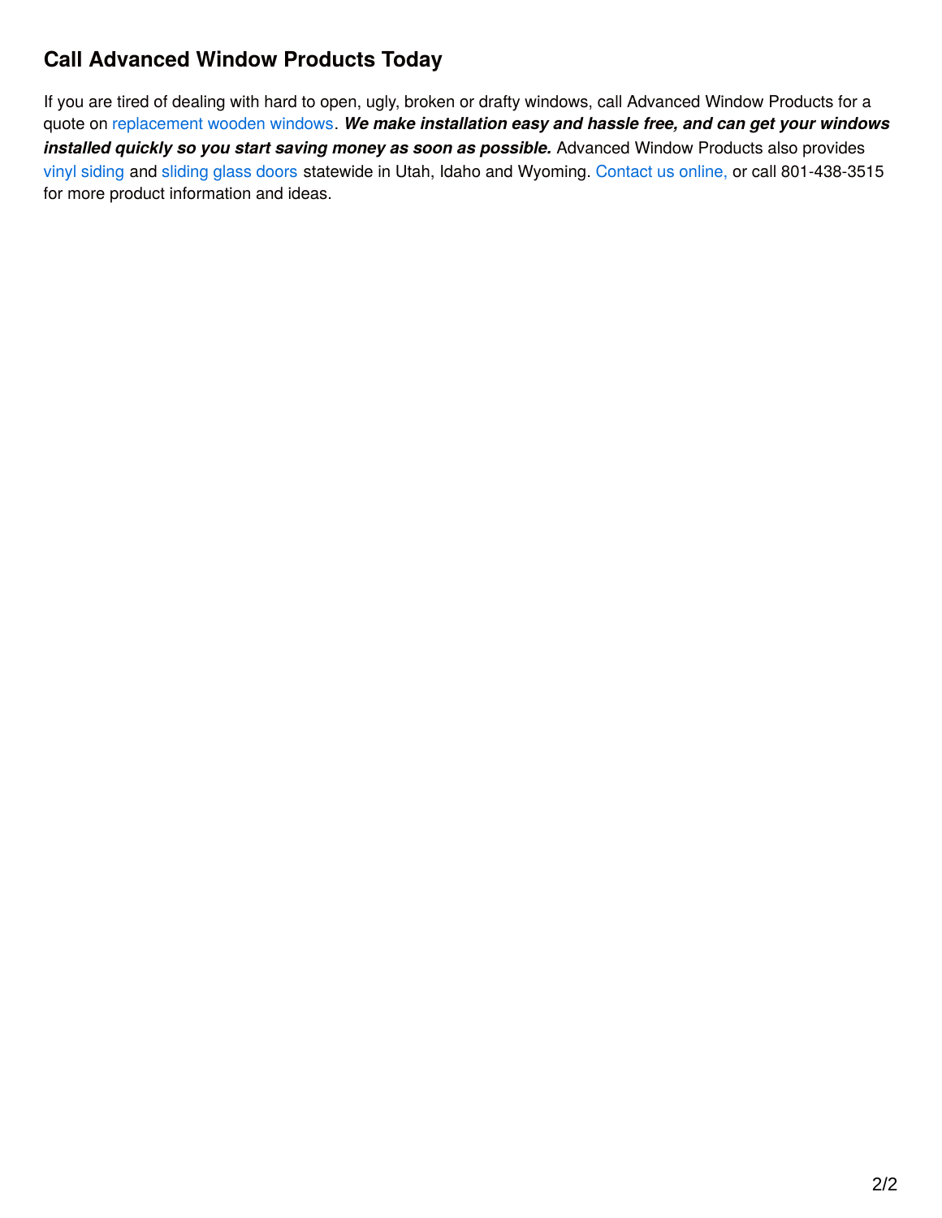## Call Advanced Window Products Today

If you are tired of dealing with hard to open, ugly, broken or drafty windows, call Advanced Window Products for a quote on replacement wooden windows. ***We make installation easy and hassle free, and can get your windows installed quickly so you start saving money as soon as possible.*** Advanced Window Products also provides vinyl siding and sliding glass doors statewide in Utah, Idaho and Wyoming. Contact us online, or call 801-438-3515 for more product information and ideas.